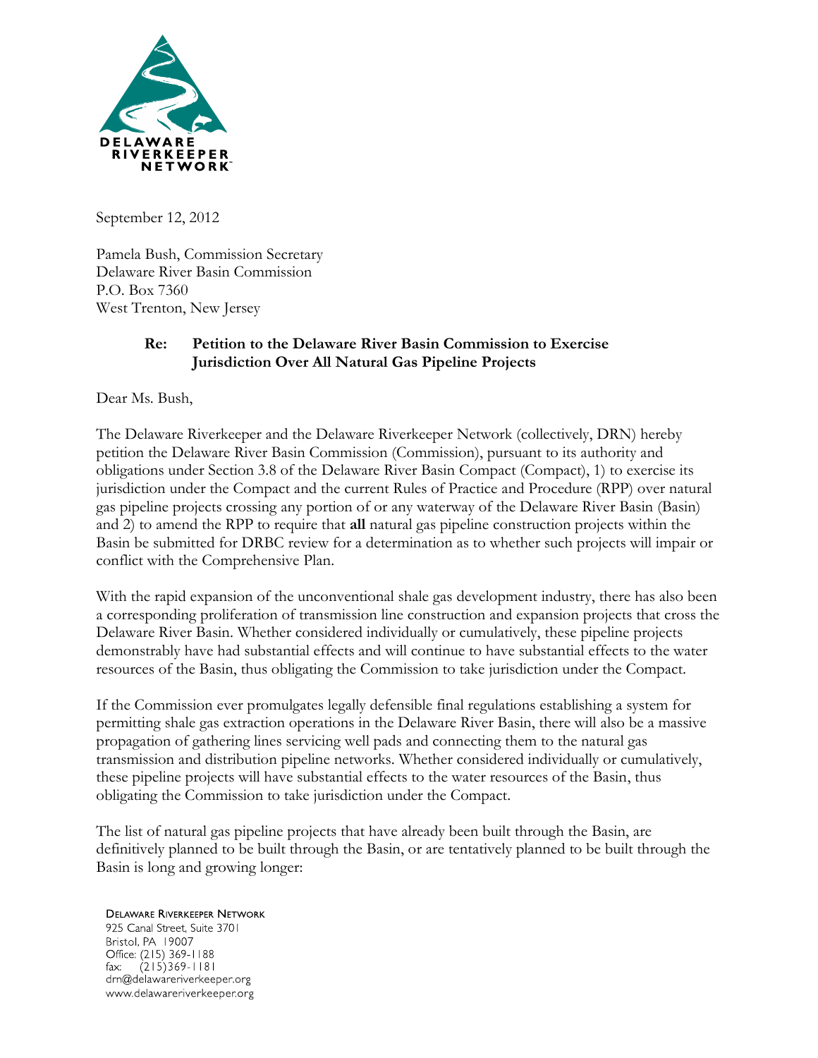DELAWARE RIVERKEEPER NETWORK™

September 12, 2012

Pamela Bush, Commission Secretary
Delaware River Basin Commission
P.O. Box 7360
West Trenton, New Jersey

**Re: Petition to the Delaware River Basin Commission to Exercise Jurisdiction Over All Natural Gas Pipeline Projects**

Dear Ms. Bush,

The Delaware Riverkeeper and the Delaware Riverkeeper Network (collectively, DRN) hereby petition the Delaware River Basin Commission (Commission), pursuant to its authority and obligations under Section 3.8 of the Delaware River Basin Compact (Compact), 1) to exercise its jurisdiction under the Compact and the current Rules of Practice and Procedure (RPP) over natural gas pipeline projects crossing any portion of or any waterway of the Delaware River Basin (Basin) and 2) to amend the RPP to require that **all** natural gas pipeline construction projects within the Basin be submitted for DRBC review for a determination as to whether such projects will impair or conflict with the Comprehensive Plan.

With the rapid expansion of the unconventional shale gas development industry, there has also been a corresponding proliferation of transmission line construction and expansion projects that cross the Delaware River Basin. Whether considered individually or cumulatively, these pipeline projects demonstrably have had substantial effects and will continue to have substantial effects to the water resources of the Basin, thus obligating the Commission to take jurisdiction under the Compact.

If the Commission ever promulgates legally defensible final regulations establishing a system for permitting shale gas extraction operations in the Delaware River Basin, there will also be a massive propagation of gathering lines servicing well pads and connecting them to the natural gas transmission and distribution pipeline networks. Whether considered individually or cumulatively, these pipeline projects will have substantial effects to the water resources of the Basin, thus obligating the Commission to take jurisdiction under the Compact.

The list of natural gas pipeline projects that have already been built through the Basin, are definitively planned to be built through the Basin, or are tentatively planned to be built through the Basin is long and growing longer:

DELAWARE RIVERKEEPER NETWORK
925 Canal Street, Suite 3701
Bristol, PA 19007
Office: (215) 369-1188
fax: (215)369-1181
drn@delawareriverkeeper.org
www.delawareriverkeeper.org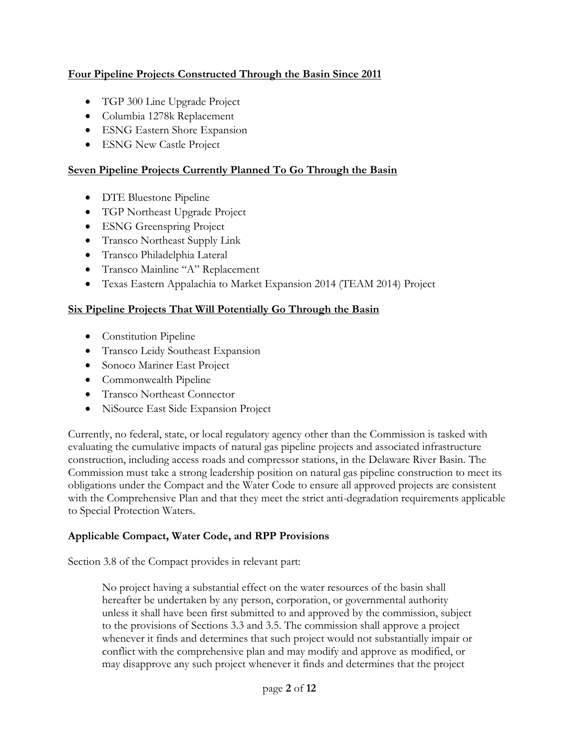**<u>Four Pipeline Projects Constructed Through the Basin Since 2011</u>**

- TGP 300 Line Upgrade Project
- Columbia 1278k Replacement
- ESNG Eastern Shore Expansion
- ESNG New Castle Project

**<u>Seven Pipeline Projects Currently Planned To Go Through the Basin</u>**

- DTE Bluestone Pipeline
- TGP Northeast Upgrade Project
- ESNG Greenspring Project
- Transco Northeast Supply Link
- Transco Philadelphia Lateral
- Transco Mainline "A" Replacement
- Texas Eastern Appalachia to Market Expansion 2014 (TEAM 2014) Project

**<u>Six Pipeline Projects That Will Potentially Go Through the Basin</u>**

- Constitution Pipeline
- Transco Leidy Southeast Expansion
- Sonoco Mariner East Project
- Commonwealth Pipeline
- Transco Northeast Connector
- NiSource East Side Expansion Project

Currently, no federal, state, or local regulatory agency other than the Commission is tasked with evaluating the cumulative impacts of natural gas pipeline projects and associated infrastructure construction, including access roads and compressor stations, in the Delaware River Basin. The Commission must take a strong leadership position on natural gas pipeline construction to meet its obligations under the Compact and the Water Code to ensure all approved projects are consistent with the Comprehensive Plan and that they meet the strict anti-degradation requirements applicable to Special Protection Waters.

**Applicable Compact, Water Code, and RPP Provisions**

Section 3.8 of the Compact provides in relevant part:

> No project having a substantial effect on the water resources of the basin shall hereafter be undertaken by any person, corporation, or governmental authority unless it shall have been first submitted to and approved by the commission, subject to the provisions of Sections 3.3 and 3.5. The commission shall approve a project whenever it finds and determines that such project would not substantially impair or conflict with the comprehensive plan and may modify and approve as modified, or may disapprove any such project whenever it finds and determines that the project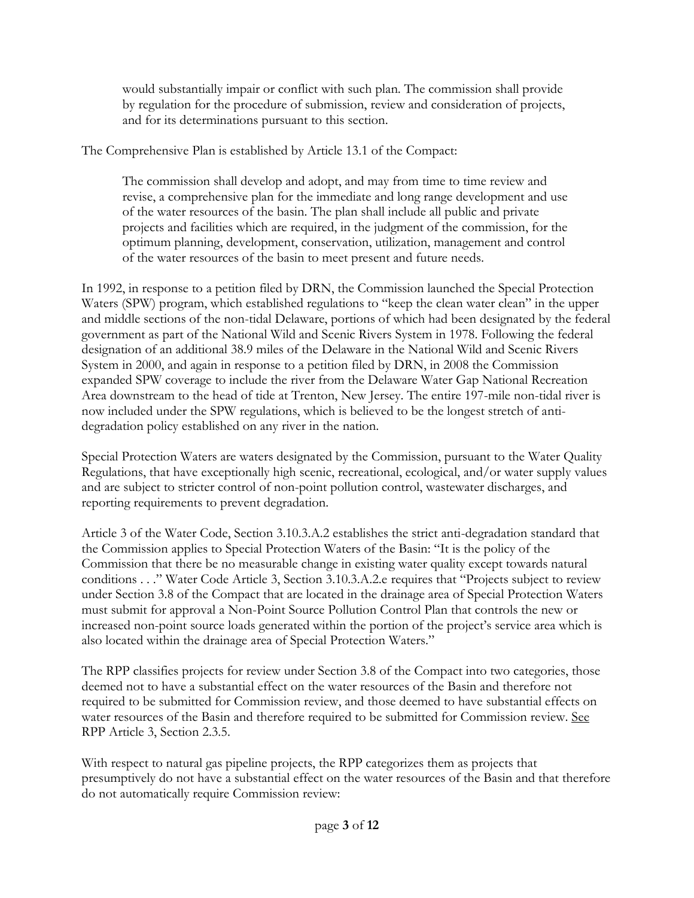> would substantially impair or conflict with such plan. The commission shall provide by regulation for the procedure of submission, review and consideration of projects, and for its determinations pursuant to this section.

The Comprehensive Plan is established by Article 13.1 of the Compact:

> The commission shall develop and adopt, and may from time to time review and revise, a comprehensive plan for the immediate and long range development and use of the water resources of the basin. The plan shall include all public and private projects and facilities which are required, in the judgment of the commission, for the optimum planning, development, conservation, utilization, management and control of the water resources of the basin to meet present and future needs.

In 1992, in response to a petition filed by DRN, the Commission launched the Special Protection Waters (SPW) program, which established regulations to "keep the clean water clean" in the upper and middle sections of the non-tidal Delaware, portions of which had been designated by the federal government as part of the National Wild and Scenic Rivers System in 1978. Following the federal designation of an additional 38.9 miles of the Delaware in the National Wild and Scenic Rivers System in 2000, and again in response to a petition filed by DRN, in 2008 the Commission expanded SPW coverage to include the river from the Delaware Water Gap National Recreation Area downstream to the head of tide at Trenton, New Jersey. The entire 197-mile non-tidal river is now included under the SPW regulations, which is believed to be the longest stretch of anti-degradation policy established on any river in the nation.

Special Protection Waters are waters designated by the Commission, pursuant to the Water Quality Regulations, that have exceptionally high scenic, recreational, ecological, and/or water supply values and are subject to stricter control of non-point pollution control, wastewater discharges, and reporting requirements to prevent degradation.

Article 3 of the Water Code, Section 3.10.3.A.2 establishes the strict anti-degradation standard that the Commission applies to Special Protection Waters of the Basin: "It is the policy of the Commission that there be no measurable change in existing water quality except towards natural conditions . . ." Water Code Article 3, Section 3.10.3.A.2.e requires that "Projects subject to review under Section 3.8 of the Compact that are located in the drainage area of Special Protection Waters must submit for approval a Non-Point Source Pollution Control Plan that controls the new or increased non-point source loads generated within the portion of the project's service area which is also located within the drainage area of Special Protection Waters."

The RPP classifies projects for review under Section 3.8 of the Compact into two categories, those deemed not to have a substantial effect on the water resources of the Basin and therefore not required to be submitted for Commission review, and those deemed to have substantial effects on water resources of the Basin and therefore required to be submitted for Commission review. See RPP Article 3, Section 2.3.5.

With respect to natural gas pipeline projects, the RPP categorizes them as projects that presumptively do not have a substantial effect on the water resources of the Basin and that therefore do not automatically require Commission review: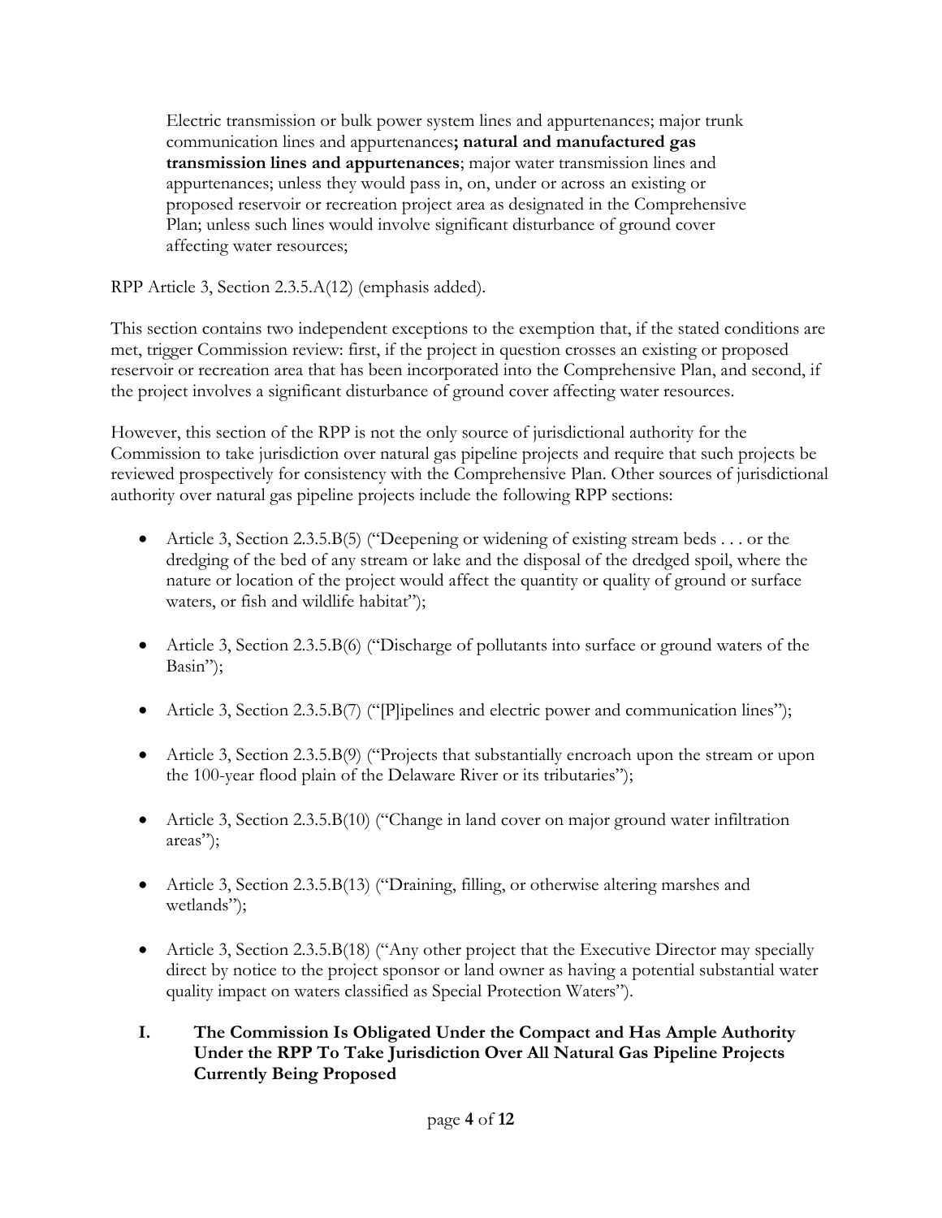> Electric transmission or bulk power system lines and appurtenances; major trunk communication lines and appurtenances**; natural and manufactured gas transmission lines and appurtenances**; major water transmission lines and appurtenances; unless they would pass in, on, under or across an existing or proposed reservoir or recreation project area as designated in the Comprehensive Plan; unless such lines would involve significant disturbance of ground cover affecting water resources;

RPP Article 3, Section 2.3.5.A(12) (emphasis added).

This section contains two independent exceptions to the exemption that, if the stated conditions are met, trigger Commission review: first, if the project in question crosses an existing or proposed reservoir or recreation area that has been incorporated into the Comprehensive Plan, and second, if the project involves a significant disturbance of ground cover affecting water resources.

However, this section of the RPP is not the only source of jurisdictional authority for the Commission to take jurisdiction over natural gas pipeline projects and require that such projects be reviewed prospectively for consistency with the Comprehensive Plan. Other sources of jurisdictional authority over natural gas pipeline projects include the following RPP sections:

- Article 3, Section 2.3.5.B(5) ("Deepening or widening of existing stream beds . . . or the dredging of the bed of any stream or lake and the disposal of the dredged spoil, where the nature or location of the project would affect the quantity or quality of ground or surface waters, or fish and wildlife habitat");
- Article 3, Section 2.3.5.B(6) ("Discharge of pollutants into surface or ground waters of the Basin");
- Article 3, Section 2.3.5.B(7) ("[P]ipelines and electric power and communication lines");
- Article 3, Section 2.3.5.B(9) ("Projects that substantially encroach upon the stream or upon the 100-year flood plain of the Delaware River or its tributaries");
- Article 3, Section 2.3.5.B(10) ("Change in land cover on major ground water infiltration areas");
- Article 3, Section 2.3.5.B(13) ("Draining, filling, or otherwise altering marshes and wetlands");
- Article 3, Section 2.3.5.B(18) ("Any other project that the Executive Director may specially direct by notice to the project sponsor or land owner as having a potential substantial water quality impact on waters classified as Special Protection Waters").

## I. The Commission Is Obligated Under the Compact and Has Ample Authority Under the RPP To Take Jurisdiction Over All Natural Gas Pipeline Projects Currently Being Proposed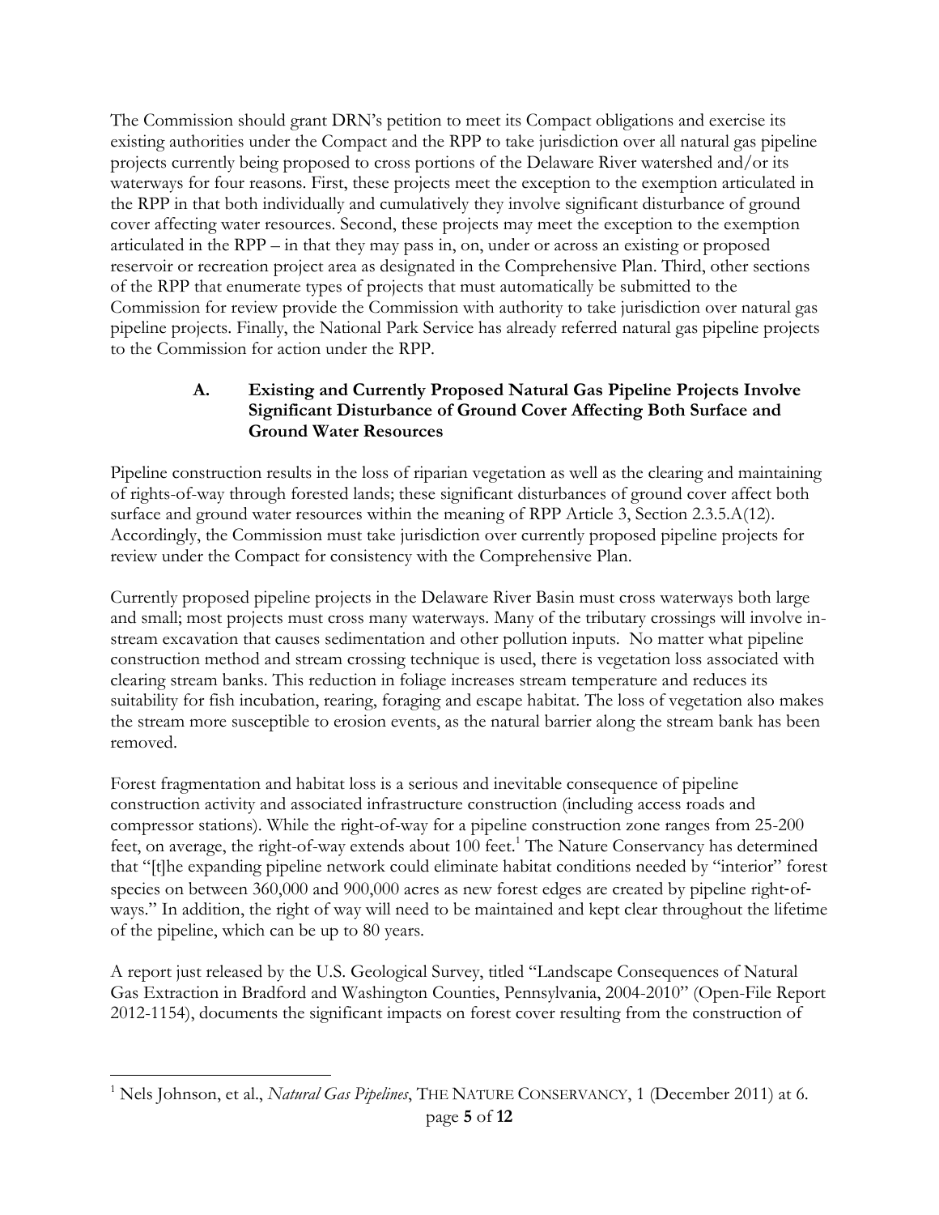The Commission should grant DRN's petition to meet its Compact obligations and exercise its existing authorities under the Compact and the RPP to take jurisdiction over all natural gas pipeline projects currently being proposed to cross portions of the Delaware River watershed and/or its waterways for four reasons. First, these projects meet the exception to the exemption articulated in the RPP in that both individually and cumulatively they involve significant disturbance of ground cover affecting water resources. Second, these projects may meet the exception to the exemption articulated in the RPP – in that they may pass in, on, under or across an existing or proposed reservoir or recreation project area as designated in the Comprehensive Plan. Third, other sections of the RPP that enumerate types of projects that must automatically be submitted to the Commission for review provide the Commission with authority to take jurisdiction over natural gas pipeline projects. Finally, the National Park Service has already referred natural gas pipeline projects to the Commission for action under the RPP.

### A. Existing and Currently Proposed Natural Gas Pipeline Projects Involve Significant Disturbance of Ground Cover Affecting Both Surface and Ground Water Resources

Pipeline construction results in the loss of riparian vegetation as well as the clearing and maintaining of rights-of-way through forested lands; these significant disturbances of ground cover affect both surface and ground water resources within the meaning of RPP Article 3, Section 2.3.5.A(12). Accordingly, the Commission must take jurisdiction over currently proposed pipeline projects for review under the Compact for consistency with the Comprehensive Plan.

Currently proposed pipeline projects in the Delaware River Basin must cross waterways both large and small; most projects must cross many waterways. Many of the tributary crossings will involve in-stream excavation that causes sedimentation and other pollution inputs. No matter what pipeline construction method and stream crossing technique is used, there is vegetation loss associated with clearing stream banks. This reduction in foliage increases stream temperature and reduces its suitability for fish incubation, rearing, foraging and escape habitat. The loss of vegetation also makes the stream more susceptible to erosion events, as the natural barrier along the stream bank has been removed.

Forest fragmentation and habitat loss is a serious and inevitable consequence of pipeline construction activity and associated infrastructure construction (including access roads and compressor stations). While the right-of-way for a pipeline construction zone ranges from 25-200 feet, on average, the right-of-way extends about 100 feet.[1] The Nature Conservancy has determined that "[t]he expanding pipeline network could eliminate habitat conditions needed by "interior" forest species on between 360,000 and 900,000 acres as new forest edges are created by pipeline right-of-ways." In addition, the right of way will need to be maintained and kept clear throughout the lifetime of the pipeline, which can be up to 80 years.

A report just released by the U.S. Geological Survey, titled "Landscape Consequences of Natural Gas Extraction in Bradford and Washington Counties, Pennsylvania, 2004-2010" (Open-File Report 2012-1154), documents the significant impacts on forest cover resulting from the construction of

---

[1] Nels Johnson, et al., *Natural Gas Pipelines*, THE NATURE CONSERVANCY, 1 (December 2011) at 6.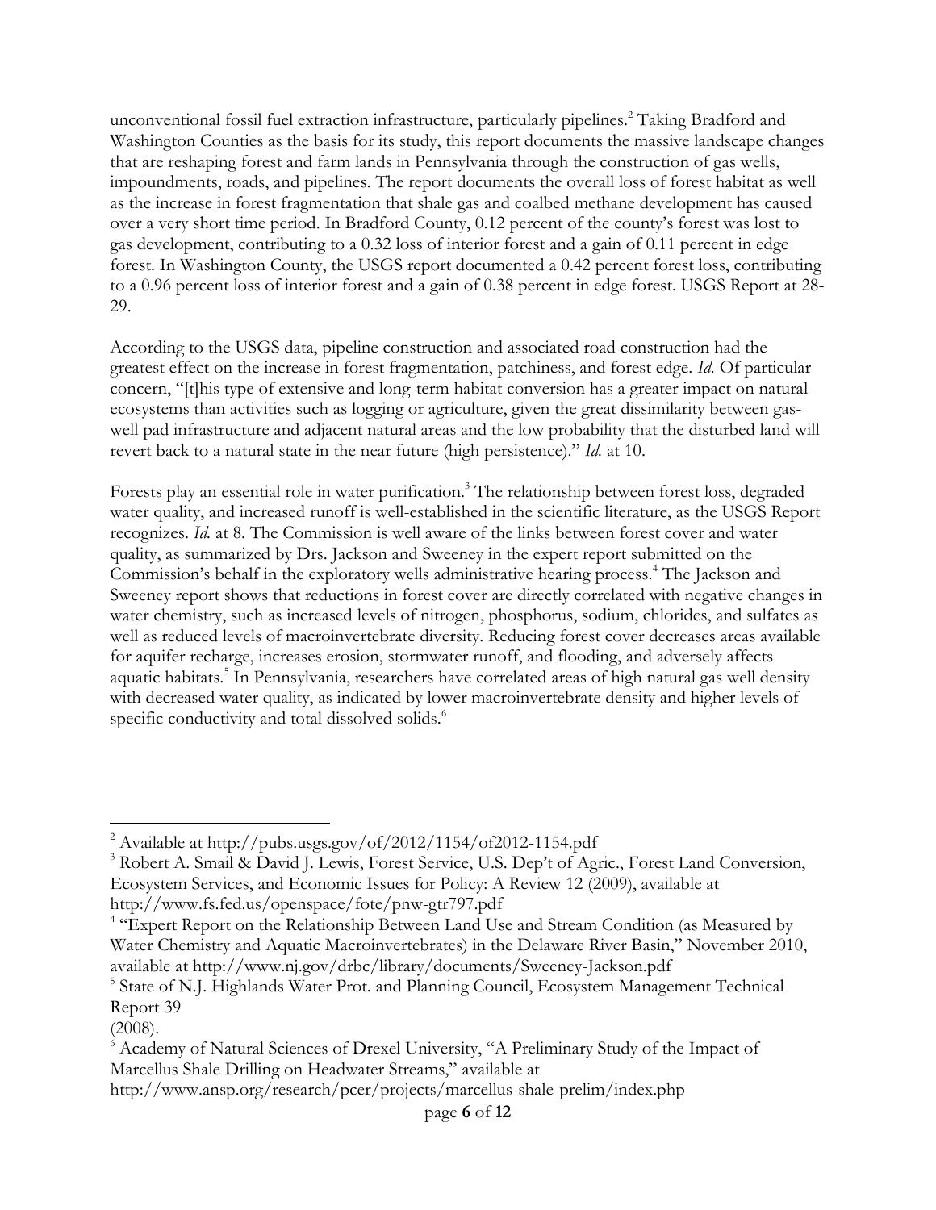unconventional fossil fuel extraction infrastructure, particularly pipelines.[2] Taking Bradford and Washington Counties as the basis for its study, this report documents the massive landscape changes that are reshaping forest and farm lands in Pennsylvania through the construction of gas wells, impoundments, roads, and pipelines. The report documents the overall loss of forest habitat as well as the increase in forest fragmentation that shale gas and coalbed methane development has caused over a very short time period. In Bradford County, 0.12 percent of the county's forest was lost to gas development, contributing to a 0.32 loss of interior forest and a gain of 0.11 percent in edge forest. In Washington County, the USGS report documented a 0.42 percent forest loss, contributing to a 0.96 percent loss of interior forest and a gain of 0.38 percent in edge forest. USGS Report at 28-29.

According to the USGS data, pipeline construction and associated road construction had the greatest effect on the increase in forest fragmentation, patchiness, and forest edge. *Id.* Of particular concern, "[t]his type of extensive and long-term habitat conversion has a greater impact on natural ecosystems than activities such as logging or agriculture, given the great dissimilarity between gas-well pad infrastructure and adjacent natural areas and the low probability that the disturbed land will revert back to a natural state in the near future (high persistence)." *Id.* at 10.

Forests play an essential role in water purification.[3] The relationship between forest loss, degraded water quality, and increased runoff is well-established in the scientific literature, as the USGS Report recognizes. *Id.* at 8. The Commission is well aware of the links between forest cover and water quality, as summarized by Drs. Jackson and Sweeney in the expert report submitted on the Commission's behalf in the exploratory wells administrative hearing process.[4] The Jackson and Sweeney report shows that reductions in forest cover are directly correlated with negative changes in water chemistry, such as increased levels of nitrogen, phosphorus, sodium, chlorides, and sulfates as well as reduced levels of macroinvertebrate diversity. Reducing forest cover decreases areas available for aquifer recharge, increases erosion, stormwater runoff, and flooding, and adversely affects aquatic habitats.[5] In Pennsylvania, researchers have correlated areas of high natural gas well density with decreased water quality, as indicated by lower macroinvertebrate density and higher levels of specific conductivity and total dissolved solids.[6]

---

[2] Available at http://pubs.usgs.gov/of/2012/1154/of2012-1154.pdf

[3] Robert A. Smail & David J. Lewis, Forest Service, U.S. Dep't of Agric., Forest Land Conversion, Ecosystem Services, and Economic Issues for Policy: A Review 12 (2009), available at http://www.fs.fed.us/openspace/fote/pnw-gtr797.pdf

[4] "Expert Report on the Relationship Between Land Use and Stream Condition (as Measured by Water Chemistry and Aquatic Macroinvertebrates) in the Delaware River Basin," November 2010, available at http://www.nj.gov/drbc/library/documents/Sweeney-Jackson.pdf

[5] State of N.J. Highlands Water Prot. and Planning Council, Ecosystem Management Technical Report 39 (2008).

[6] Academy of Natural Sciences of Drexel University, "A Preliminary Study of the Impact of Marcellus Shale Drilling on Headwater Streams," available at http://www.ansp.org/research/pcer/projects/marcellus-shale-prelim/index.php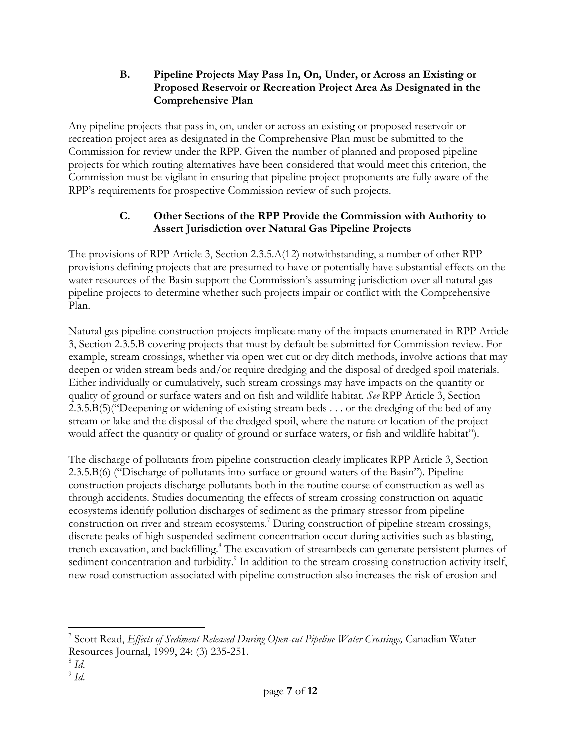### B. Pipeline Projects May Pass In, On, Under, or Across an Existing or Proposed Reservoir or Recreation Project Area As Designated in the Comprehensive Plan

Any pipeline projects that pass in, on, under or across an existing or proposed reservoir or recreation project area as designated in the Comprehensive Plan must be submitted to the Commission for review under the RPP. Given the number of planned and proposed pipeline projects for which routing alternatives have been considered that would meet this criterion, the Commission must be vigilant in ensuring that pipeline project proponents are fully aware of the RPP's requirements for prospective Commission review of such projects.

### C. Other Sections of the RPP Provide the Commission with Authority to Assert Jurisdiction over Natural Gas Pipeline Projects

The provisions of RPP Article 3, Section 2.3.5.A(12) notwithstanding, a number of other RPP provisions defining projects that are presumed to have or potentially have substantial effects on the water resources of the Basin support the Commission's assuming jurisdiction over all natural gas pipeline projects to determine whether such projects impair or conflict with the Comprehensive Plan.

Natural gas pipeline construction projects implicate many of the impacts enumerated in RPP Article 3, Section 2.3.5.B covering projects that must by default be submitted for Commission review. For example, stream crossings, whether via open wet cut or dry ditch methods, involve actions that may deepen or widen stream beds and/or require dredging and the disposal of dredged spoil materials. Either individually or cumulatively, such stream crossings may have impacts on the quantity or quality of ground or surface waters and on fish and wildlife habitat. *See* RPP Article 3, Section 2.3.5.B(5)("Deepening or widening of existing stream beds . . . or the dredging of the bed of any stream or lake and the disposal of the dredged spoil, where the nature or location of the project would affect the quantity or quality of ground or surface waters, or fish and wildlife habitat").

The discharge of pollutants from pipeline construction clearly implicates RPP Article 3, Section 2.3.5.B(6) ("Discharge of pollutants into surface or ground waters of the Basin"). Pipeline construction projects discharge pollutants both in the routine course of construction as well as through accidents. Studies documenting the effects of stream crossing construction on aquatic ecosystems identify pollution discharges of sediment as the primary stressor from pipeline construction on river and stream ecosystems.[7] During construction of pipeline stream crossings, discrete peaks of high suspended sediment concentration occur during activities such as blasting, trench excavation, and backfilling.[8] The excavation of streambeds can generate persistent plumes of sediment concentration and turbidity.[9] In addition to the stream crossing construction activity itself, new road construction associated with pipeline construction also increases the risk of erosion and

---

[7] Scott Read, *Effects of Sediment Released During Open-cut Pipeline Water Crossings,* Canadian Water Resources Journal, 1999, 24: (3) 235-251.

[8] *Id.*

[9] *Id.*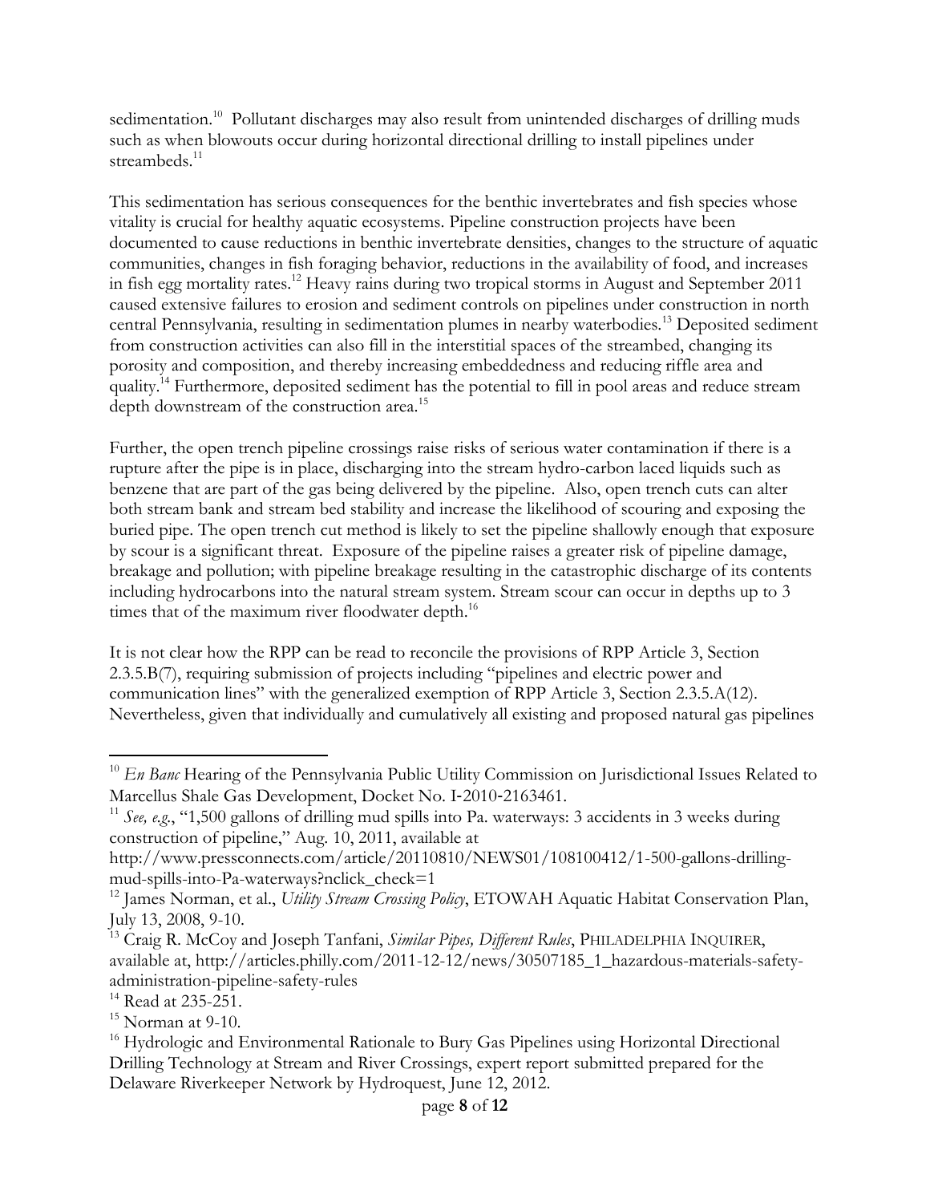sedimentation.[10] Pollutant discharges may also result from unintended discharges of drilling muds such as when blowouts occur during horizontal directional drilling to install pipelines under streambeds.[11]

This sedimentation has serious consequences for the benthic invertebrates and fish species whose vitality is crucial for healthy aquatic ecosystems. Pipeline construction projects have been documented to cause reductions in benthic invertebrate densities, changes to the structure of aquatic communities, changes in fish foraging behavior, reductions in the availability of food, and increases in fish egg mortality rates.[12] Heavy rains during two tropical storms in August and September 2011 caused extensive failures to erosion and sediment controls on pipelines under construction in north central Pennsylvania, resulting in sedimentation plumes in nearby waterbodies.[13] Deposited sediment from construction activities can also fill in the interstitial spaces of the streambed, changing its porosity and composition, and thereby increasing embeddedness and reducing riffle area and quality.[14] Furthermore, deposited sediment has the potential to fill in pool areas and reduce stream depth downstream of the construction area.[15]

Further, the open trench pipeline crossings raise risks of serious water contamination if there is a rupture after the pipe is in place, discharging into the stream hydro-carbon laced liquids such as benzene that are part of the gas being delivered by the pipeline. Also, open trench cuts can alter both stream bank and stream bed stability and increase the likelihood of scouring and exposing the buried pipe. The open trench cut method is likely to set the pipeline shallowly enough that exposure by scour is a significant threat. Exposure of the pipeline raises a greater risk of pipeline damage, breakage and pollution; with pipeline breakage resulting in the catastrophic discharge of its contents including hydrocarbons into the natural stream system. Stream scour can occur in depths up to 3 times that of the maximum river floodwater depth.[16]

It is not clear how the RPP can be read to reconcile the provisions of RPP Article 3, Section 2.3.5.B(7), requiring submission of projects including "pipelines and electric power and communication lines" with the generalized exemption of RPP Article 3, Section 2.3.5.A(12). Nevertheless, given that individually and cumulatively all existing and proposed natural gas pipelines

---

[10] *En Banc* Hearing of the Pennsylvania Public Utility Commission on Jurisdictional Issues Related to Marcellus Shale Gas Development, Docket No. I-2010-2163461.

[11] *See, e.g.*, "1,500 gallons of drilling mud spills into Pa. waterways: 3 accidents in 3 weeks during construction of pipeline," Aug. 10, 2011, available at http://www.pressconnects.com/article/20110810/NEWS01/108100412/1-500-gallons-drilling-mud-spills-into-Pa-waterways?nclick_check=1

[12] James Norman, et al., *Utility Stream Crossing Policy*, ETOWAH Aquatic Habitat Conservation Plan, July 13, 2008, 9-10.

[13] Craig R. McCoy and Joseph Tanfani, *Similar Pipes, Different Rules*, PHILADELPHIA INQUIRER, available at, http://articles.philly.com/2011-12-12/news/30507185_1_hazardous-materials-safety-administration-pipeline-safety-rules

[14] Read at 235-251.

[15] Norman at 9-10.

[16] Hydrologic and Environmental Rationale to Bury Gas Pipelines using Horizontal Directional Drilling Technology at Stream and River Crossings, expert report submitted prepared for the Delaware Riverkeeper Network by Hydroquest, June 12, 2012.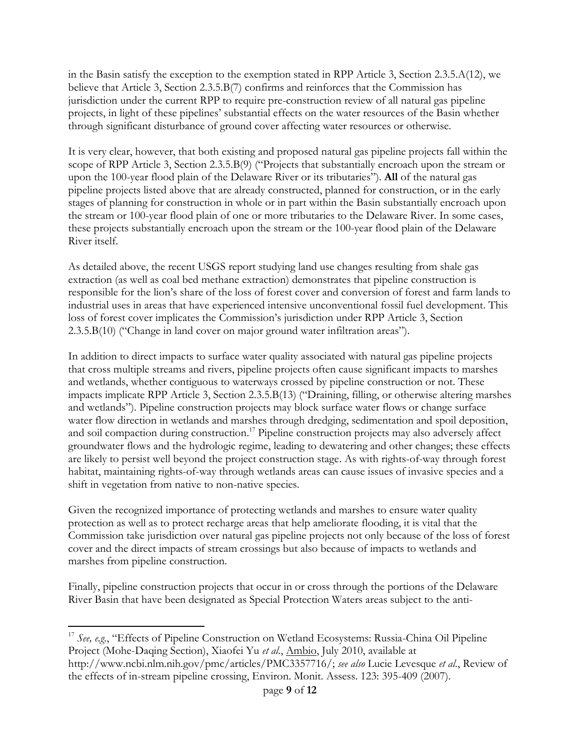in the Basin satisfy the exception to the exemption stated in RPP Article 3, Section 2.3.5.A(12), we believe that Article 3, Section 2.3.5.B(7) confirms and reinforces that the Commission has jurisdiction under the current RPP to require pre-construction review of all natural gas pipeline projects, in light of these pipelines' substantial effects on the water resources of the Basin whether through significant disturbance of ground cover affecting water resources or otherwise.

It is very clear, however, that both existing and proposed natural gas pipeline projects fall within the scope of RPP Article 3, Section 2.3.5.B(9) ("Projects that substantially encroach upon the stream or upon the 100-year flood plain of the Delaware River or its tributaries"). **All** of the natural gas pipeline projects listed above that are already constructed, planned for construction, or in the early stages of planning for construction in whole or in part within the Basin substantially encroach upon the stream or 100-year flood plain of one or more tributaries to the Delaware River. In some cases, these projects substantially encroach upon the stream or the 100-year flood plain of the Delaware River itself.

As detailed above, the recent USGS report studying land use changes resulting from shale gas extraction (as well as coal bed methane extraction) demonstrates that pipeline construction is responsible for the lion's share of the loss of forest cover and conversion of forest and farm lands to industrial uses in areas that have experienced intensive unconventional fossil fuel development. This loss of forest cover implicates the Commission's jurisdiction under RPP Article 3, Section 2.3.5.B(10) ("Change in land cover on major ground water infiltration areas").

In addition to direct impacts to surface water quality associated with natural gas pipeline projects that cross multiple streams and rivers, pipeline projects often cause significant impacts to marshes and wetlands, whether contiguous to waterways crossed by pipeline construction or not. These impacts implicate RPP Article 3, Section 2.3.5.B(13) ("Draining, filling, or otherwise altering marshes and wetlands"). Pipeline construction projects may block surface water flows or change surface water flow direction in wetlands and marshes through dredging, sedimentation and spoil deposition, and soil compaction during construction.[17] Pipeline construction projects may also adversely affect groundwater flows and the hydrologic regime, leading to dewatering and other changes; these effects are likely to persist well beyond the project construction stage. As with rights-of-way through forest habitat, maintaining rights-of-way through wetlands areas can cause issues of invasive species and a shift in vegetation from native to non-native species.

Given the recognized importance of protecting wetlands and marshes to ensure water quality protection as well as to protect recharge areas that help ameliorate flooding, it is vital that the Commission take jurisdiction over natural gas pipeline projects not only because of the loss of forest cover and the direct impacts of stream crossings but also because of impacts to wetlands and marshes from pipeline construction.

Finally, pipeline construction projects that occur in or cross through the portions of the Delaware River Basin that have been designated as Special Protection Waters areas subject to the anti-

---

[17] *See, e.g.*, "Effects of Pipeline Construction on Wetland Ecosystems: Russia-China Oil Pipeline Project (Mohe-Daqing Section), Xiaofei Yu *et al*., Ambio, July 2010, available at http://www.ncbi.nlm.nih.gov/pmc/articles/PMC3357716/; *see also* Lucie Levesque *et al*., Review of the effects of in-stream pipeline crossing, Environ. Monit. Assess. 123: 395-409 (2007).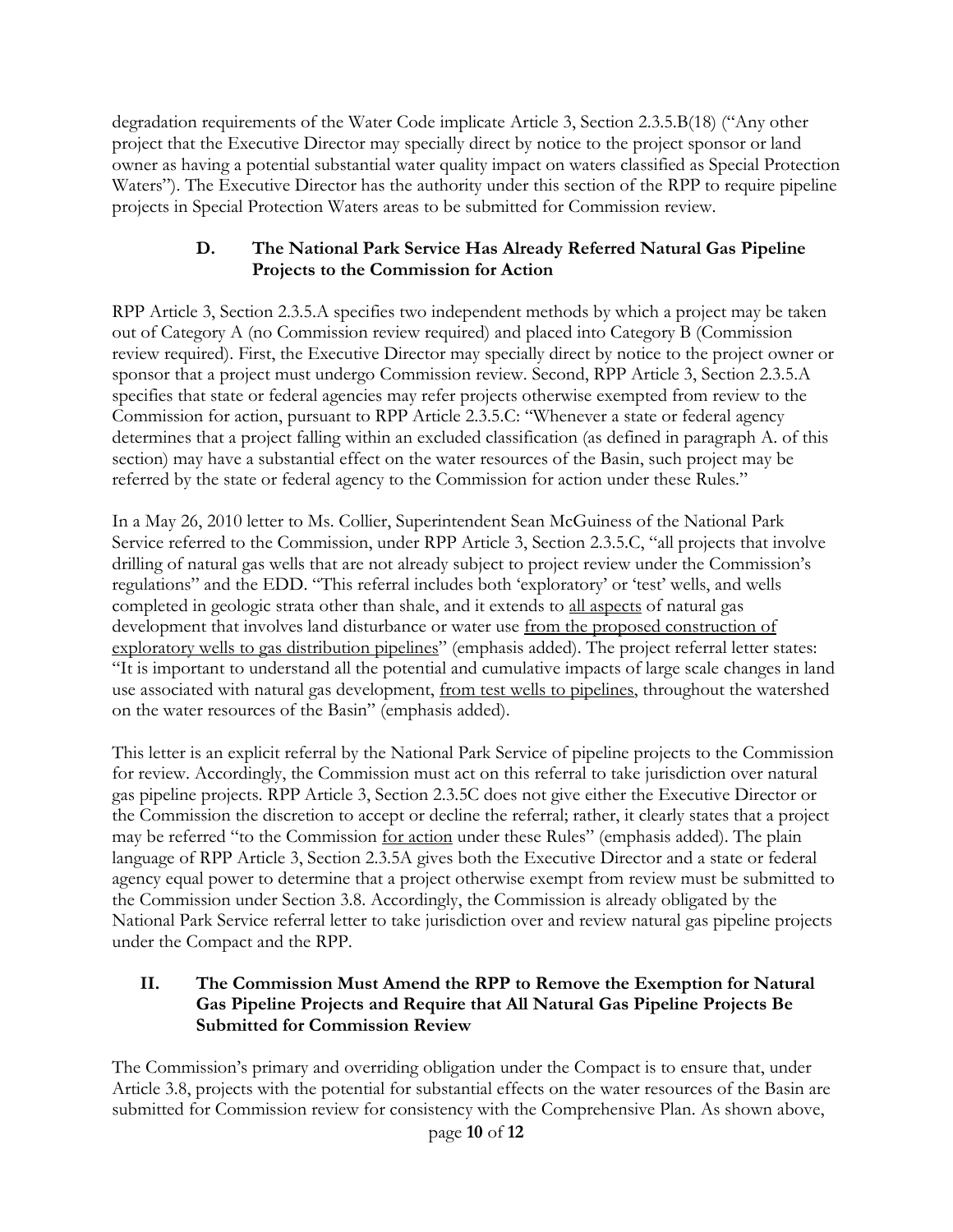degradation requirements of the Water Code implicate Article 3, Section 2.3.5.B(18) ("Any other project that the Executive Director may specially direct by notice to the project sponsor or land owner as having a potential substantial water quality impact on waters classified as Special Protection Waters"). The Executive Director has the authority under this section of the RPP to require pipeline projects in Special Protection Waters areas to be submitted for Commission review.

### D. The National Park Service Has Already Referred Natural Gas Pipeline Projects to the Commission for Action

RPP Article 3, Section 2.3.5.A specifies two independent methods by which a project may be taken out of Category A (no Commission review required) and placed into Category B (Commission review required). First, the Executive Director may specially direct by notice to the project owner or sponsor that a project must undergo Commission review. Second, RPP Article 3, Section 2.3.5.A specifies that state or federal agencies may refer projects otherwise exempted from review to the Commission for action, pursuant to RPP Article 2.3.5.C: "Whenever a state or federal agency determines that a project falling within an excluded classification (as defined in paragraph A. of this section) may have a substantial effect on the water resources of the Basin, such project may be referred by the state or federal agency to the Commission for action under these Rules."

In a May 26, 2010 letter to Ms. Collier, Superintendent Sean McGuiness of the National Park Service referred to the Commission, under RPP Article 3, Section 2.3.5.C, "all projects that involve drilling of natural gas wells that are not already subject to project review under the Commission's regulations" and the EDD. "This referral includes both 'exploratory' or 'test' wells, and wells completed in geologic strata other than shale, and it extends to <u>all aspects</u> of natural gas development that involves land disturbance or water use <u>from the proposed construction of exploratory wells to gas distribution pipelines</u>" (emphasis added). The project referral letter states: "It is important to understand all the potential and cumulative impacts of large scale changes in land use associated with natural gas development, <u>from test wells to pipelines</u>, throughout the watershed on the water resources of the Basin" (emphasis added).

This letter is an explicit referral by the National Park Service of pipeline projects to the Commission for review. Accordingly, the Commission must act on this referral to take jurisdiction over natural gas pipeline projects. RPP Article 3, Section 2.3.5C does not give either the Executive Director or the Commission the discretion to accept or decline the referral; rather, it clearly states that a project may be referred "to the Commission <u>for action</u> under these Rules" (emphasis added). The plain language of RPP Article 3, Section 2.3.5A gives both the Executive Director and a state or federal agency equal power to determine that a project otherwise exempt from review must be submitted to the Commission under Section 3.8. Accordingly, the Commission is already obligated by the National Park Service referral letter to take jurisdiction over and review natural gas pipeline projects under the Compact and the RPP.

## II. The Commission Must Amend the RPP to Remove the Exemption for Natural Gas Pipeline Projects and Require that All Natural Gas Pipeline Projects Be Submitted for Commission Review

The Commission's primary and overriding obligation under the Compact is to ensure that, under Article 3.8, projects with the potential for substantial effects on the water resources of the Basin are submitted for Commission review for consistency with the Comprehensive Plan. As shown above,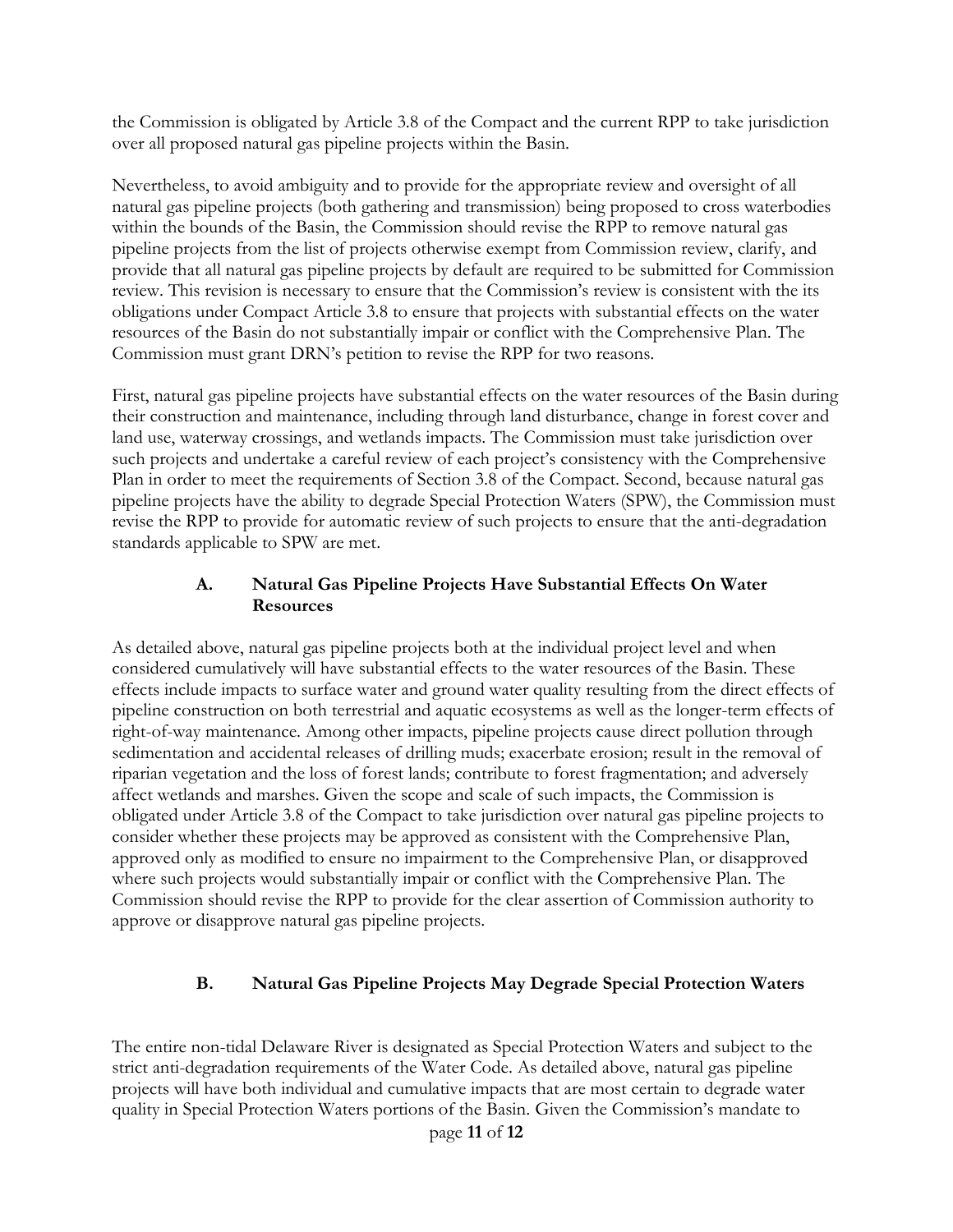the Commission is obligated by Article 3.8 of the Compact and the current RPP to take jurisdiction over all proposed natural gas pipeline projects within the Basin.

Nevertheless, to avoid ambiguity and to provide for the appropriate review and oversight of all natural gas pipeline projects (both gathering and transmission) being proposed to cross waterbodies within the bounds of the Basin, the Commission should revise the RPP to remove natural gas pipeline projects from the list of projects otherwise exempt from Commission review, clarify, and provide that all natural gas pipeline projects by default are required to be submitted for Commission review. This revision is necessary to ensure that the Commission's review is consistent with the its obligations under Compact Article 3.8 to ensure that projects with substantial effects on the water resources of the Basin do not substantially impair or conflict with the Comprehensive Plan. The Commission must grant DRN's petition to revise the RPP for two reasons.

First, natural gas pipeline projects have substantial effects on the water resources of the Basin during their construction and maintenance, including through land disturbance, change in forest cover and land use, waterway crossings, and wetlands impacts. The Commission must take jurisdiction over such projects and undertake a careful review of each project's consistency with the Comprehensive Plan in order to meet the requirements of Section 3.8 of the Compact. Second, because natural gas pipeline projects have the ability to degrade Special Protection Waters (SPW), the Commission must revise the RPP to provide for automatic review of such projects to ensure that the anti-degradation standards applicable to SPW are met.

### A. Natural Gas Pipeline Projects Have Substantial Effects On Water Resources

As detailed above, natural gas pipeline projects both at the individual project level and when considered cumulatively will have substantial effects to the water resources of the Basin. These effects include impacts to surface water and ground water quality resulting from the direct effects of pipeline construction on both terrestrial and aquatic ecosystems as well as the longer-term effects of right-of-way maintenance. Among other impacts, pipeline projects cause direct pollution through sedimentation and accidental releases of drilling muds; exacerbate erosion; result in the removal of riparian vegetation and the loss of forest lands; contribute to forest fragmentation; and adversely affect wetlands and marshes. Given the scope and scale of such impacts, the Commission is obligated under Article 3.8 of the Compact to take jurisdiction over natural gas pipeline projects to consider whether these projects may be approved as consistent with the Comprehensive Plan, approved only as modified to ensure no impairment to the Comprehensive Plan, or disapproved where such projects would substantially impair or conflict with the Comprehensive Plan. The Commission should revise the RPP to provide for the clear assertion of Commission authority to approve or disapprove natural gas pipeline projects.

### B. Natural Gas Pipeline Projects May Degrade Special Protection Waters

The entire non-tidal Delaware River is designated as Special Protection Waters and subject to the strict anti-degradation requirements of the Water Code. As detailed above, natural gas pipeline projects will have both individual and cumulative impacts that are most certain to degrade water quality in Special Protection Waters portions of the Basin. Given the Commission's mandate to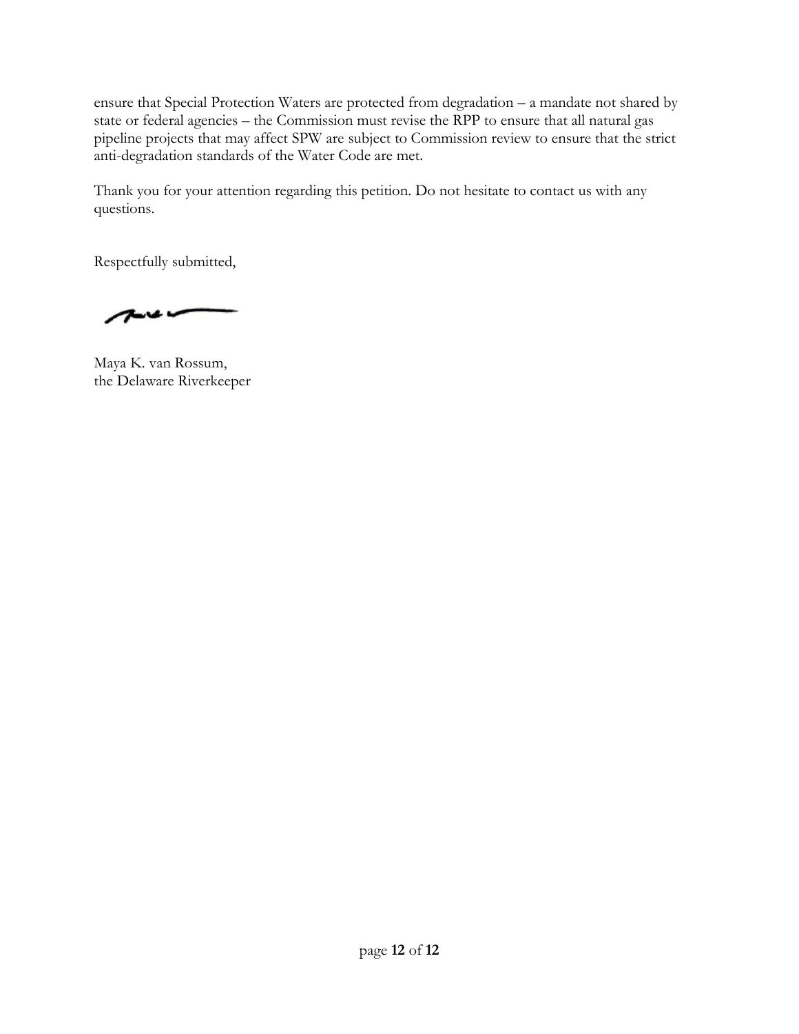ensure that Special Protection Waters are protected from degradation – a mandate not shared by state or federal agencies – the Commission must revise the RPP to ensure that all natural gas pipeline projects that may affect SPW are subject to Commission review to ensure that the strict anti-degradation standards of the Water Code are met.

Thank you for your attention regarding this petition. Do not hesitate to contact us with any questions.

Respectfully submitted,

Maya K. van Rossum,  
the Delaware Riverkeeper